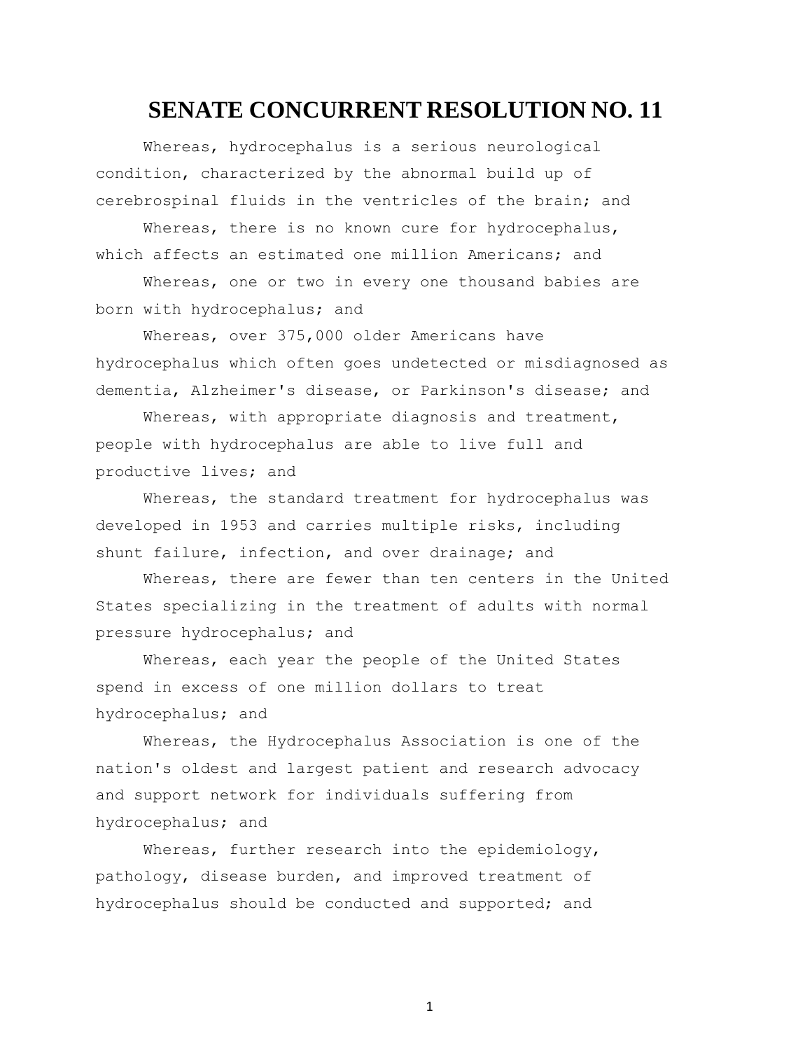# SENATE CONCURRENT RESOLUTION NO. 11

Whereas, hydrocephalus is a serious neurological condition, characterized by the abnormal build up of cerebrospinal fluids in the ventricles of the brain; and

Whereas, there is no known cure for hydrocephalus, which affects an estimated one million Americans; and

Whereas, one or two in every one thousand babies are born with hydrocephalus; and

Whereas, over 375,000 older Americans have hydrocephalus which often goes undetected or misdiagnosed as dementia, Alzheimer's disease, or Parkinson's disease; and

Whereas, with appropriate diagnosis and treatment, people with hydrocephalus are able to live full and productive lives; and

Whereas, the standard treatment for hydrocephalus was developed in 1953 and carries multiple risks, including shunt failure, infection, and over drainage; and

Whereas, there are fewer than ten centers in the United States specializing in the treatment of adults with normal pressure hydrocephalus; and

Whereas, each year the people of the United States spend in excess of one million dollars to treat hydrocephalus; and

Whereas, the Hydrocephalus Association is one of the nation's oldest and largest patient and research advocacy and support network for individuals suffering from hydrocephalus; and

Whereas, further research into the epidemiology, pathology, disease burden, and improved treatment of hydrocephalus should be conducted and supported; and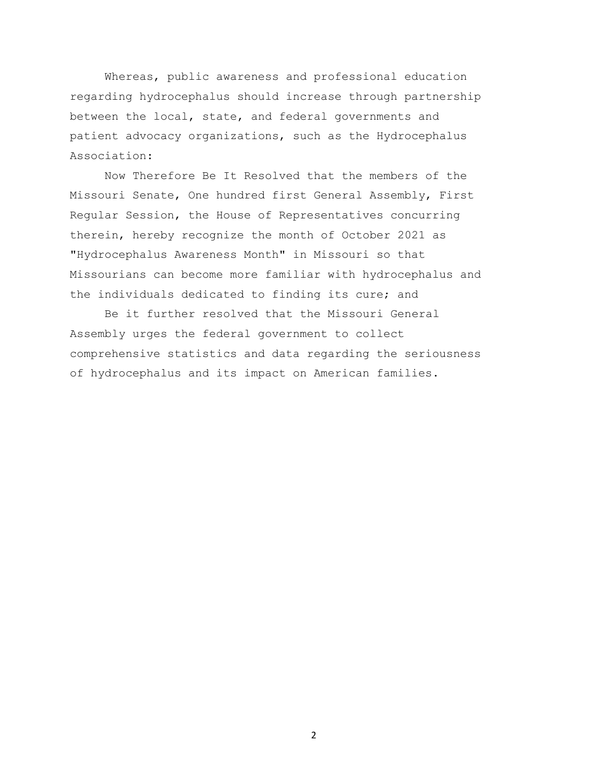Whereas, public awareness and professional education regarding hydrocephalus should increase through partnership between the local, state, and federal governments and patient advocacy organizations, such as the Hydrocephalus Association:

Now Therefore Be It Resolved that the members of the Missouri Senate, One hundred first General Assembly, First Regular Session, the House of Representatives concurring therein, hereby recognize the month of October 2021 as "Hydrocephalus Awareness Month" in Missouri so that Missourians can become more familiar with hydrocephalus and the individuals dedicated to finding its cure; and

Be it further resolved that the Missouri General Assembly urges the federal government to collect comprehensive statistics and data regarding the seriousness of hydrocephalus and its impact on American families.